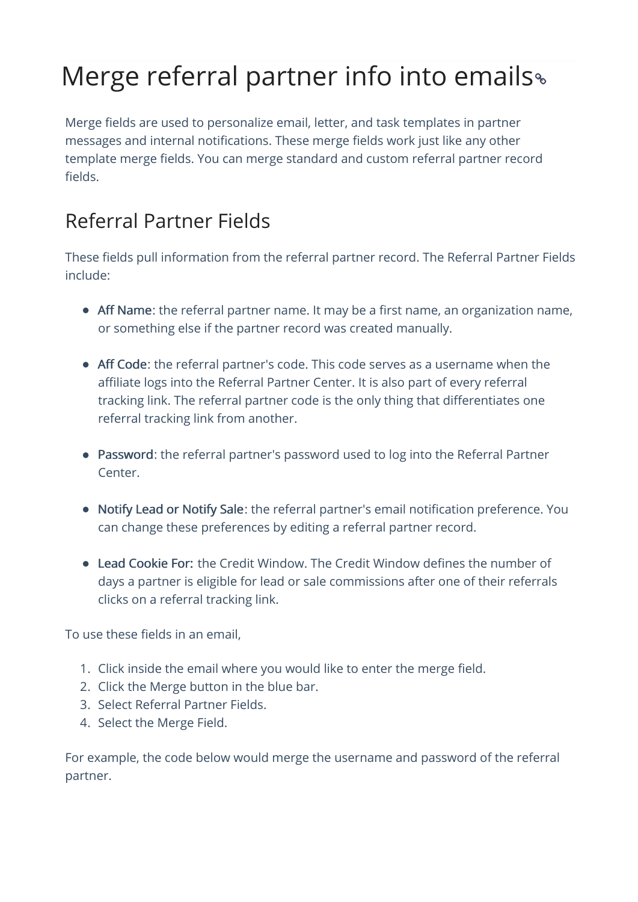# Merge referral partner info into emails

Merge fields are used to personalize email, letter, and task templates in partner messages and internal notifications. These merge fields work just like any other template merge fields. You can merge standard and custom referral partner record fields.

## Referral Partner Fields

These fields pull information from the referral partner record. The Referral Partner Fields include:

- Aff Name: the referral partner name. It may be a first name, an organization name, or something else if the partner record was created manually.
- Aff Code: the referral partner's code. This code serves as a username when the affiliate logs into the Referral Partner Center. It is also part of every referral tracking link. The referral partner code is the only thing that differentiates one referral tracking link from another.
- Password: the referral partner's password used to log into the Referral Partner Center.
- Notify Lead or Notify Sale: the referral partner's email notification preference. You can change these preferences by editing a referral partner record.
- Lead Cookie For: the Credit Window. The Credit Window defines the number of days a partner is eligible for lead or sale commissions after one of their referrals clicks on a referral tracking link.

To use these fields in an email,

1. Click inside the email where you would like to enter the merge field.
2. Click the Merge button in the blue bar.
3. Select Referral Partner Fields.
4. Select the Merge Field.

For example, the code below would merge the username and password of the referral partner.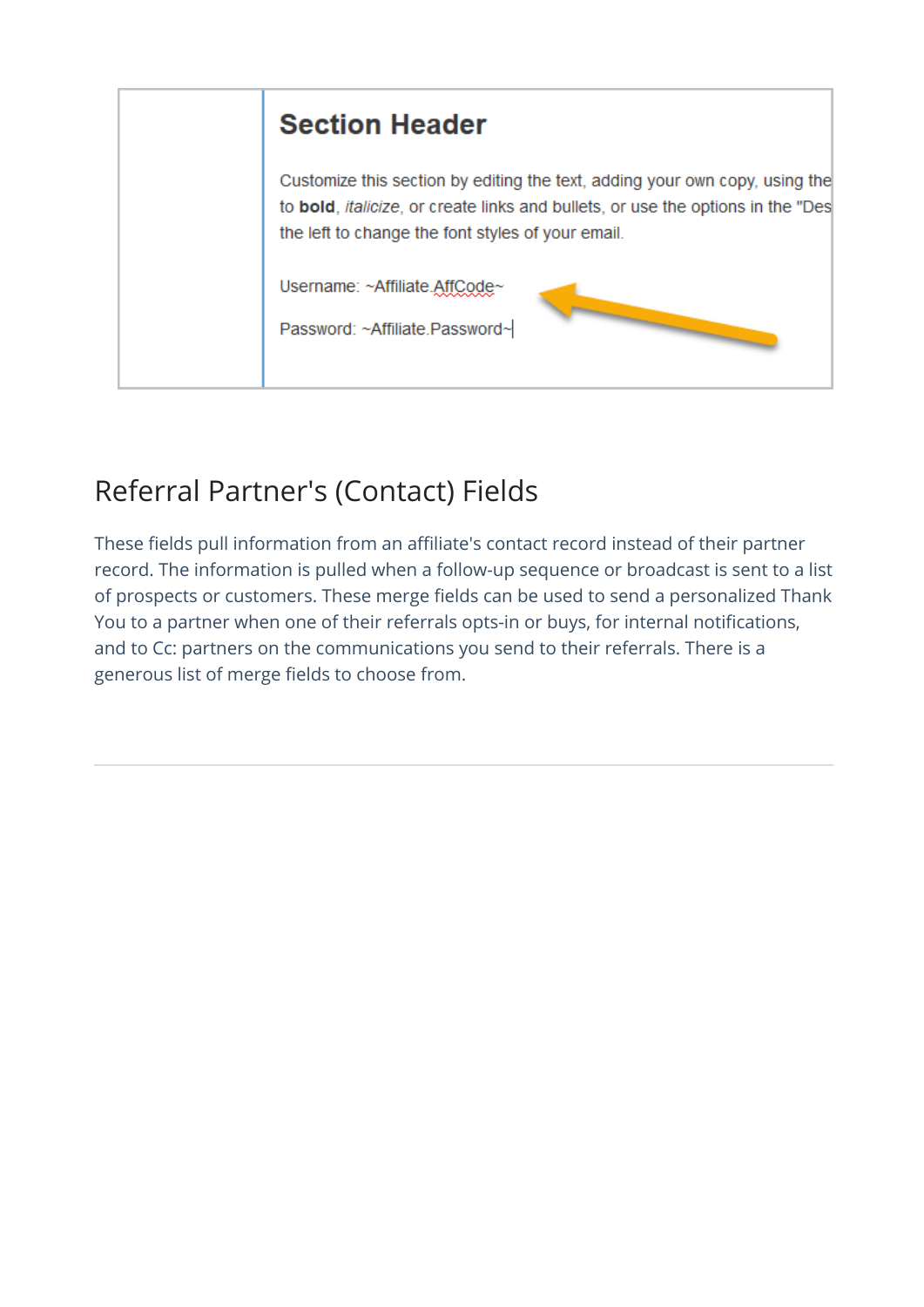## Referral Partner's (Contact) Fields

These fields pull information from an affiliate's contact record instead of their partner record. The information is pulled when a follow-up sequence or broadcast is sent to a list of prospects or customers. These merge fields can be used to send a personalized Thank You to a partner when one of their referrals opts-in or buys, for internal notifications, and to Cc: partners on the communications you send to their referrals. There is a generous list of merge fields to choose from.

---